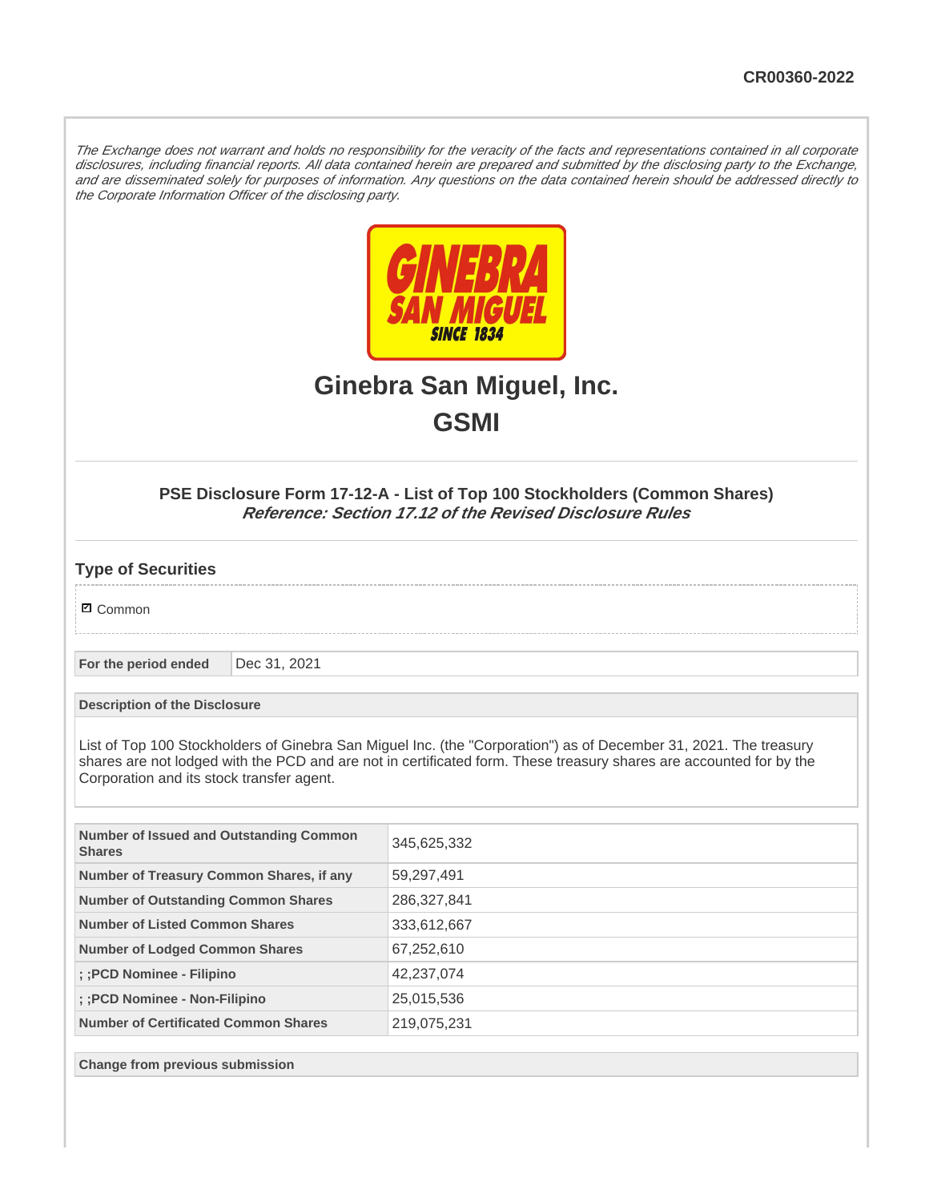CR00360-2022

*The Exchange does not warrant and holds no responsibility for the veracity of the facts and representations contained in all corporate disclosures, including financial reports. All data contained herein are prepared and submitted by the disclosing party to the Exchange, and are disseminated solely for purposes of information. Any questions on the data contained herein should be addressed directly to the Corporate Information Officer of the disclosing party.*

# Ginebra San Miguel, Inc.

# GSMI

### PSE Disclosure Form 17-12-A - List of Top 100 Stockholders (Common Shares)

***Reference: Section 17.12 of the Revised Disclosure Rules***

## Type of Securities

☑ Common

| For the period ended | Dec 31, 2021 |
|---|---|

**Description of the Disclosure**

List of Top 100 Stockholders of Ginebra San Miguel Inc. (the "Corporation") as of December 31, 2021. The treasury shares are not lodged with the PCD and are not in certificated form. These treasury shares are accounted for by the Corporation and its stock transfer agent.

| | |
|---|---|
| **Number of Issued and Outstanding Common Shares** | 345,625,332 |
| **Number of Treasury Common Shares, if any** | 59,297,491 |
| **Number of Outstanding Common Shares** | 286,327,841 |
| **Number of Listed Common Shares** | 333,612,667 |
| **Number of Lodged Common Shares** | 67,252,610 |
| **; ;PCD Nominee - Filipino** | 42,237,074 |
| **; ;PCD Nominee - Non-Filipino** | 25,015,536 |
| **Number of Certificated Common Shares** | 219,075,231 |

**Change from previous submission**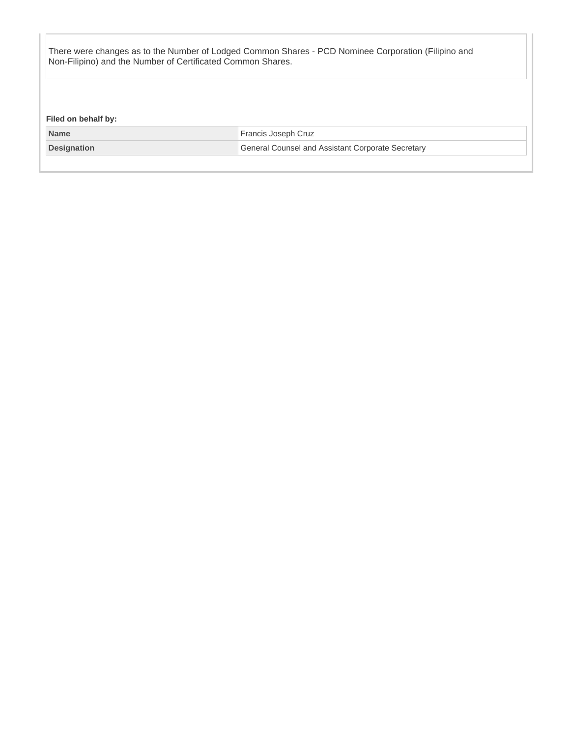There were changes as to the Number of Lodged Common Shares - PCD Nominee Corporation (Filipino and Non-Filipino) and the Number of Certificated Common Shares.

**Filed on behalf by:**

| Name | Francis Joseph Cruz |
| --- | --- |
| Designation | General Counsel and Assistant Corporate Secretary |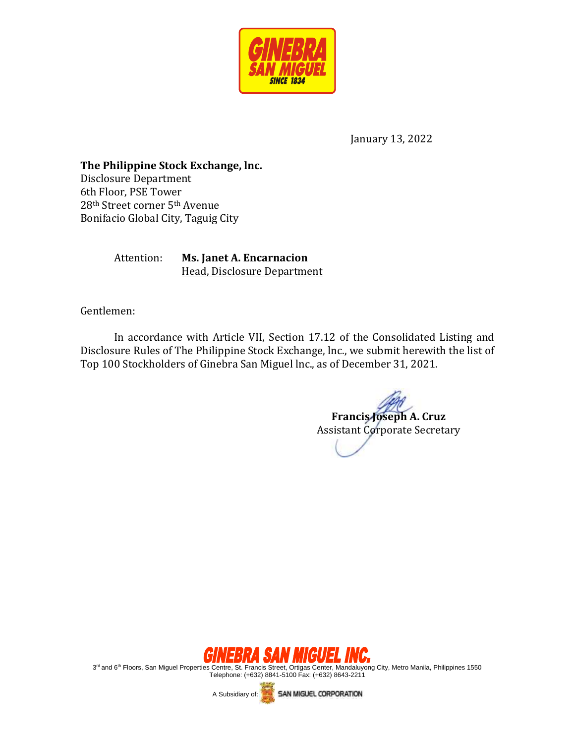GINEBRA SAN MIGUEL SINCE 1834

January 13, 2022

**The Philippine Stock Exchange, lnc.**
Disclosure Department
6th Floor, PSE Tower
28th Street corner 5th Avenue
Bonifacio Global City, Taguig City

Attention: **Ms. Janet A. Encarnacion**
Head, Disclosure Department

Gentlemen:

In accordance with Article VII, Section 17.12 of the Consolidated Listing and Disclosure Rules of The Philippine Stock Exchange, lnc., we submit herewith the list of Top 100 Stockholders of Ginebra San Miguel lnc., as of December 31, 2021.

**Francis Joseph A. Cruz**
Assistant Corporate Secretary

GINEBRA SAN MIGUEL INC.
3rd and 6th Floors, San Miguel Properties Centre, St. Francis Street, Ortigas Center, Mandaluyong City, Metro Manila, Philippines 1550
Telephone: (+632) 8841-5100 Fax: (+632) 8643-2211

A Subsidiary of: SAN MIGUEL CORPORATION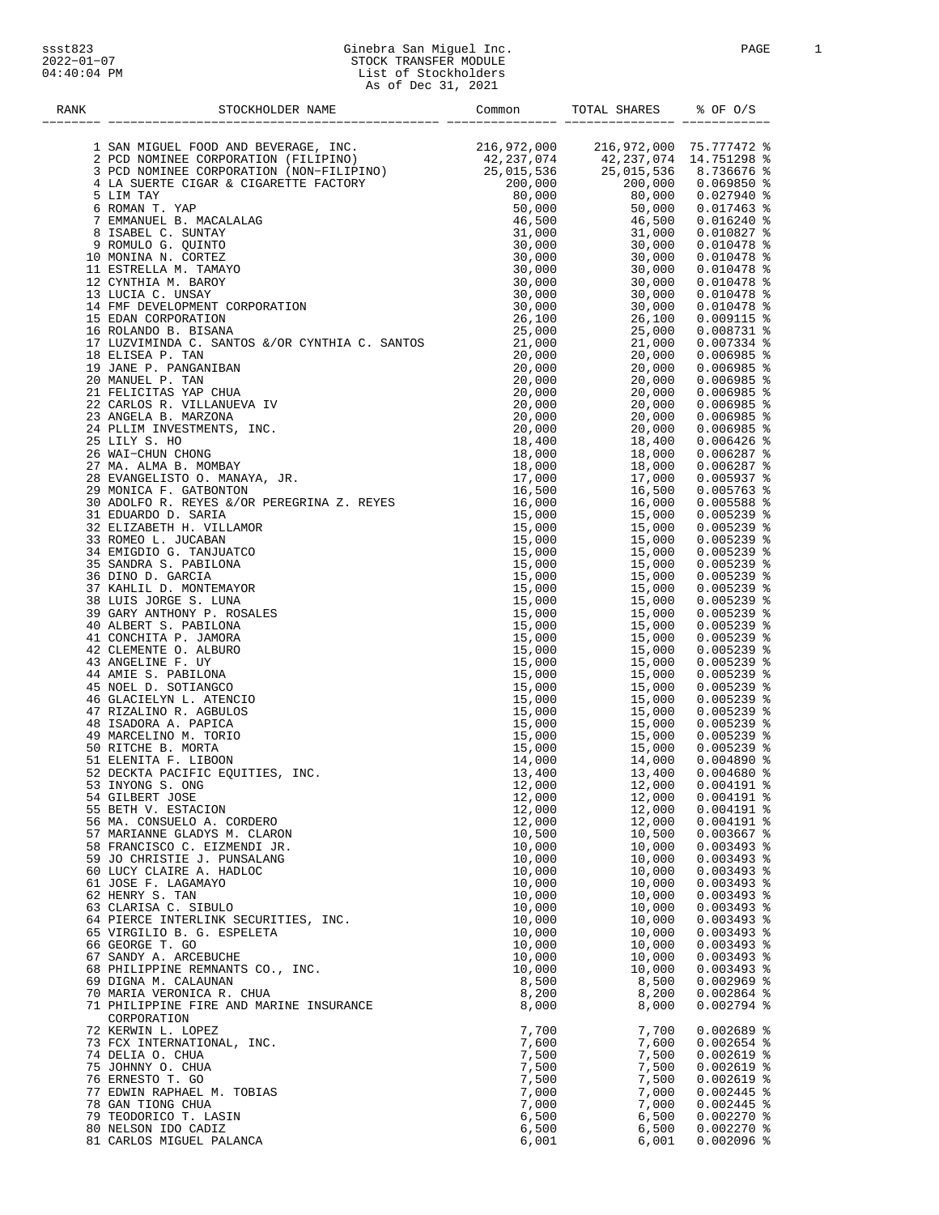Ginebra San Miguel Inc.
STOCK TRANSFER MODULE
List of Stockholders
As of Dec 31, 2021

ssst823
2022-01-07
04:40:04 PM

| RANK | STOCKHOLDER NAME | Common | TOTAL SHARES | % OF O/S |
|---|---|---|---|---|
| 1 | SAN MIGUEL FOOD AND BEVERAGE, INC. | 216,972,000 | 216,972,000 | 75.777472 % |
| 2 | PCD NOMINEE CORPORATION (FILIPINO) | 42,237,074 | 42,237,074 | 14.751298 % |
| 3 | PCD NOMINEE CORPORATION (NON-FILIPINO) | 25,015,536 | 25,015,536 | 8.736676 % |
| 4 | LA SUERTE CIGAR & CIGARETTE FACTORY | 200,000 | 200,000 | 0.069850 % |
| 5 | LIM TAY | 80,000 | 80,000 | 0.027940 % |
| 6 | ROMAN T. YAP | 50,000 | 50,000 | 0.017463 % |
| 7 | EMMANUEL B. MACALALAG | 46,500 | 46,500 | 0.016240 % |
| 8 | ISABEL C. SUNTAY | 31,000 | 31,000 | 0.010827 % |
| 9 | ROMULO G. QUINTO | 30,000 | 30,000 | 0.010478 % |
| 10 | MONINA N. CORTEZ | 30,000 | 30,000 | 0.010478 % |
| 11 | ESTRELLA M. TAMAYO | 30,000 | 30,000 | 0.010478 % |
| 12 | CYNTHIA M. BAROY | 30,000 | 30,000 | 0.010478 % |
| 13 | LUCIA C. UNSAY | 30,000 | 30,000 | 0.010478 % |
| 14 | FMF DEVELOPMENT CORPORATION | 30,000 | 30,000 | 0.010478 % |
| 15 | EDAN CORPORATION | 26,100 | 26,100 | 0.009115 % |
| 16 | ROLANDO B. BISANA | 25,000 | 25,000 | 0.008731 % |
| 17 | LUZVIMINDA C. SANTOS &/OR CYNTHIA C. SANTOS | 21,000 | 21,000 | 0.007334 % |
| 18 | ELISEA P. TAN | 20,000 | 20,000 | 0.006985 % |
| 19 | JANE P. PANGANIBAN | 20,000 | 20,000 | 0.006985 % |
| 20 | MANUEL P. TAN | 20,000 | 20,000 | 0.006985 % |
| 21 | FELICITAS YAP CHUA | 20,000 | 20,000 | 0.006985 % |
| 22 | CARLOS R. VILLANUEVA IV | 20,000 | 20,000 | 0.006985 % |
| 23 | ANGELA B. MARZONA | 20,000 | 20,000 | 0.006985 % |
| 24 | PLLIM INVESTMENTS, INC. | 20,000 | 20,000 | 0.006985 % |
| 25 | LILY S. HO | 18,400 | 18,400 | 0.006426 % |
| 26 | WAI-CHUN CHONG | 18,000 | 18,000 | 0.006287 % |
| 27 | MA. ALMA B. MOMBAY | 18,000 | 18,000 | 0.006287 % |
| 28 | EVANGELISTO O. MANAYA, JR. | 17,000 | 17,000 | 0.005937 % |
| 29 | MONICA F. GATBONTON | 16,500 | 16,500 | 0.005763 % |
| 30 | ADOLFO R. REYES &/OR PEREGRINA Z. REYES | 16,000 | 16,000 | 0.005588 % |
| 31 | EDUARDO D. SARIA | 15,000 | 15,000 | 0.005239 % |
| 32 | ELIZABETH H. VILLAMOR | 15,000 | 15,000 | 0.005239 % |
| 33 | ROMEO L. JUCABAN | 15,000 | 15,000 | 0.005239 % |
| 34 | EMIGDIO G. TANJUATCO | 15,000 | 15,000 | 0.005239 % |
| 35 | SANDRA S. PABILONA | 15,000 | 15,000 | 0.005239 % |
| 36 | DINO D. GARCIA | 15,000 | 15,000 | 0.005239 % |
| 37 | KAHLIL D. MONTEMAYOR | 15,000 | 15,000 | 0.005239 % |
| 38 | LUIS JORGE S. LUNA | 15,000 | 15,000 | 0.005239 % |
| 39 | GARY ANTHONY P. ROSALES | 15,000 | 15,000 | 0.005239 % |
| 40 | ALBERT S. PABILONA | 15,000 | 15,000 | 0.005239 % |
| 41 | CONCHITA P. JAMORA | 15,000 | 15,000 | 0.005239 % |
| 42 | CLEMENTE O. ALBURO | 15,000 | 15,000 | 0.005239 % |
| 43 | ANGELINE F. UY | 15,000 | 15,000 | 0.005239 % |
| 44 | AMIE S. PABILONA | 15,000 | 15,000 | 0.005239 % |
| 45 | NOEL D. SOTIANGCO | 15,000 | 15,000 | 0.005239 % |
| 46 | GLACIELYN L. ATENCIO | 15,000 | 15,000 | 0.005239 % |
| 47 | RIZALINO R. AGBULOS | 15,000 | 15,000 | 0.005239 % |
| 48 | ISADORA A. PAPICA | 15,000 | 15,000 | 0.005239 % |
| 49 | MARCELINO M. TORIO | 15,000 | 15,000 | 0.005239 % |
| 50 | RITCHE B. MORTA | 15,000 | 15,000 | 0.005239 % |
| 51 | ELENITA F. LIBOON | 14,000 | 14,000 | 0.004890 % |
| 52 | DECKTA PACIFIC EQUITIES, INC. | 13,400 | 13,400 | 0.004680 % |
| 53 | INYONG S. ONG | 12,000 | 12,000 | 0.004191 % |
| 54 | GILBERT JOSE | 12,000 | 12,000 | 0.004191 % |
| 55 | BETH V. ESTACION | 12,000 | 12,000 | 0.004191 % |
| 56 | MA. CONSUELO A. CORDERO | 12,000 | 12,000 | 0.004191 % |
| 57 | MARIANNE GLADYS M. CLARON | 10,500 | 10,500 | 0.003667 % |
| 58 | FRANCISCO C. EIZMENDI JR. | 10,000 | 10,000 | 0.003493 % |
| 59 | JO CHRISTIE J. PUNSALANG | 10,000 | 10,000 | 0.003493 % |
| 60 | LUCY CLAIRE A. HADLOC | 10,000 | 10,000 | 0.003493 % |
| 61 | JOSE F. LAGAMAYO | 10,000 | 10,000 | 0.003493 % |
| 62 | HENRY S. TAN | 10,000 | 10,000 | 0.003493 % |
| 63 | CLARISA C. SIBULO | 10,000 | 10,000 | 0.003493 % |
| 64 | PIERCE INTERLINK SECURITIES, INC. | 10,000 | 10,000 | 0.003493 % |
| 65 | VIRGILIO B. G. ESPELETA | 10,000 | 10,000 | 0.003493 % |
| 66 | GEORGE T. GO | 10,000 | 10,000 | 0.003493 % |
| 67 | SANDY A. ARCEBUCHE | 10,000 | 10,000 | 0.003493 % |
| 68 | PHILIPPINE REMNANTS CO., INC. | 10,000 | 10,000 | 0.003493 % |
| 69 | DIGNA M. CALAUNAN | 8,500 | 8,500 | 0.002969 % |
| 70 | MARIA VERONICA R. CHUA | 8,200 | 8,200 | 0.002864 % |
| 71 | PHILIPPINE FIRE AND MARINE INSURANCE CORPORATION | 8,000 | 8,000 | 0.002794 % |
| 72 | KERWIN L. LOPEZ | 7,700 | 7,700 | 0.002689 % |
| 73 | FCX INTERNATIONAL, INC. | 7,600 | 7,600 | 0.002654 % |
| 74 | DELIA O. CHUA | 7,500 | 7,500 | 0.002619 % |
| 75 | JOHNNY O. CHUA | 7,500 | 7,500 | 0.002619 % |
| 76 | ERNESTO T. GO | 7,500 | 7,500 | 0.002619 % |
| 77 | EDWIN RAPHAEL M. TOBIAS | 7,000 | 7,000 | 0.002445 % |
| 78 | GAN TIONG CHUA | 7,000 | 7,000 | 0.002445 % |
| 79 | TEODORICO T. LASIN | 6,500 | 6,500 | 0.002270 % |
| 80 | NELSON IDO CADIZ | 6,500 | 6,500 | 0.002270 % |
| 81 | CARLOS MIGUEL PALANCA | 6,001 | 6,001 | 0.002096 % |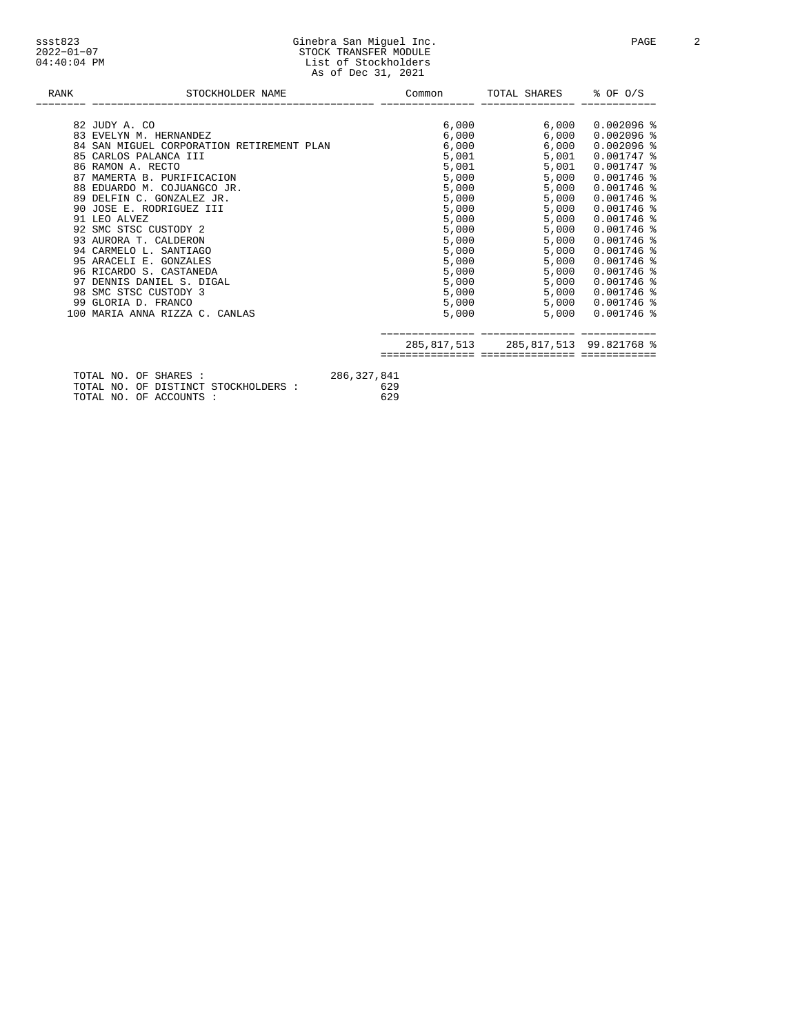Ginebra San Miguel Inc.
STOCK TRANSFER MODULE
List of Stockholders
As of Dec 31, 2021

| RANK | STOCKHOLDER NAME | Common | TOTAL SHARES | % OF O/S |
|---|---|---|---|---|
| 82 | JUDY A. CO | 6,000 | 6,000 | 0.002096 % |
| 83 | EVELYN M. HERNANDEZ | 6,000 | 6,000 | 0.002096 % |
| 84 | SAN MIGUEL CORPORATION RETIREMENT PLAN | 6,000 | 6,000 | 0.002096 % |
| 85 | CARLOS PALANCA III | 5,001 | 5,001 | 0.001747 % |
| 86 | RAMON A. RECTO | 5,001 | 5,001 | 0.001747 % |
| 87 | MAMERTA B. PURIFICACION | 5,000 | 5,000 | 0.001746 % |
| 88 | EDUARDO M. COJUANGCO JR. | 5,000 | 5,000 | 0.001746 % |
| 89 | DELFIN C. GONZALEZ JR. | 5,000 | 5,000 | 0.001746 % |
| 90 | JOSE E. RODRIGUEZ III | 5,000 | 5,000 | 0.001746 % |
| 91 | LEO ALVEZ | 5,000 | 5,000 | 0.001746 % |
| 92 | SMC STSC CUSTODY 2 | 5,000 | 5,000 | 0.001746 % |
| 93 | AURORA T. CALDERON | 5,000 | 5,000 | 0.001746 % |
| 94 | CARMELO L. SANTIAGO | 5,000 | 5,000 | 0.001746 % |
| 95 | ARACELI E. GONZALES | 5,000 | 5,000 | 0.001746 % |
| 96 | RICARDO S. CASTANEDA | 5,000 | 5,000 | 0.001746 % |
| 97 | DENNIS DANIEL S. DIGAL | 5,000 | 5,000 | 0.001746 % |
| 98 | SMC STSC CUSTODY 3 | 5,000 | 5,000 | 0.001746 % |
| 99 | GLORIA D. FRANCO | 5,000 | 5,000 | 0.001746 % |
| 100 | MARIA ANNA RIZZA C. CANLAS | 5,000 | 5,000 | 0.001746 % |
| | | 285,817,513 | 285,817,513 | 99.821768 % |

TOTAL NO. OF SHARES : 286,327,841
TOTAL NO. OF DISTINCT STOCKHOLDERS : 629
TOTAL NO. OF ACCOUNTS : 629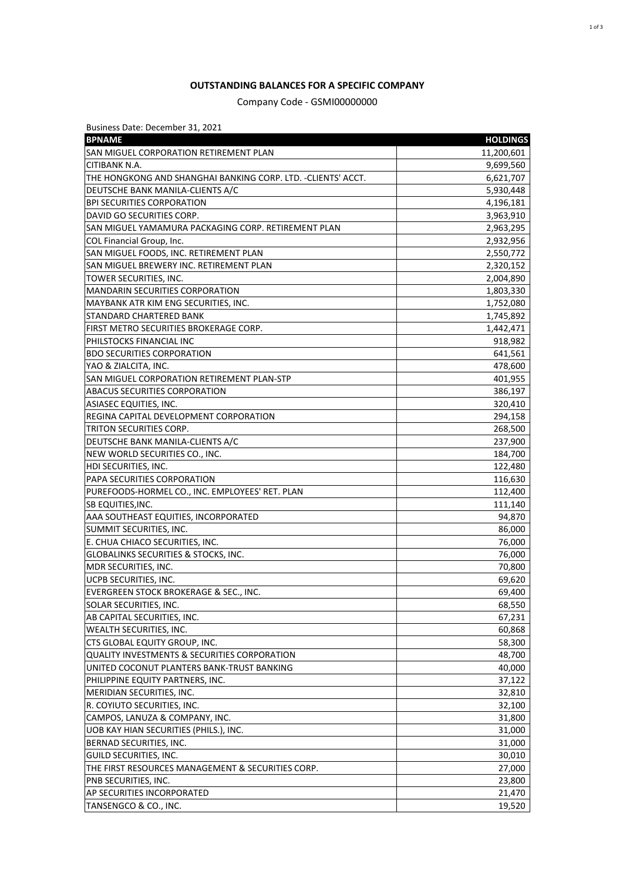**OUTSTANDING BALANCES FOR A SPECIFIC COMPANY**

Company Code - GSMI00000000

Business Date: December 31, 2021

| BPNAME | HOLDINGS |
|---|---:|
| SAN MIGUEL CORPORATION RETIREMENT PLAN | 11,200,601 |
| CITIBANK N.A. | 9,699,560 |
| THE HONGKONG AND SHANGHAI BANKING CORP. LTD. -CLIENTS' ACCT. | 6,621,707 |
| DEUTSCHE BANK MANILA-CLIENTS A/C | 5,930,448 |
| BPI SECURITIES CORPORATION | 4,196,181 |
| DAVID GO SECURITIES CORP. | 3,963,910 |
| SAN MIGUEL YAMAMURA PACKAGING CORP. RETIREMENT PLAN | 2,963,295 |
| COL Financial Group, Inc. | 2,932,956 |
| SAN MIGUEL FOODS, INC. RETIREMENT PLAN | 2,550,772 |
| SAN MIGUEL BREWERY INC. RETIREMENT PLAN | 2,320,152 |
| TOWER SECURITIES, INC. | 2,004,890 |
| MANDARIN SECURITIES CORPORATION | 1,803,330 |
| MAYBANK ATR KIM ENG SECURITIES, INC. | 1,752,080 |
| STANDARD CHARTERED BANK | 1,745,892 |
| FIRST METRO SECURITIES BROKERAGE CORP. | 1,442,471 |
| PHILSTOCKS FINANCIAL INC | 918,982 |
| BDO SECURITIES CORPORATION | 641,561 |
| YAO & ZIALCITA, INC. | 478,600 |
| SAN MIGUEL CORPORATION RETIREMENT PLAN-STP | 401,955 |
| ABACUS SECURITIES CORPORATION | 386,197 |
| ASIASEC EQUITIES, INC. | 320,410 |
| REGINA CAPITAL DEVELOPMENT CORPORATION | 294,158 |
| TRITON SECURITIES CORP. | 268,500 |
| DEUTSCHE BANK MANILA-CLIENTS A/C | 237,900 |
| NEW WORLD SECURITIES CO., INC. | 184,700 |
| HDI SECURITIES, INC. | 122,480 |
| PAPA SECURITIES CORPORATION | 116,630 |
| PUREFOODS-HORMEL CO., INC. EMPLOYEES' RET. PLAN | 112,400 |
| SB EQUITIES,INC. | 111,140 |
| AAA SOUTHEAST EQUITIES, INCORPORATED | 94,870 |
| SUMMIT SECURITIES, INC. | 86,000 |
| E. CHUA CHIACO SECURITIES, INC. | 76,000 |
| GLOBALINKS SECURITIES & STOCKS, INC. | 76,000 |
| MDR SECURITIES, INC. | 70,800 |
| UCPB SECURITIES, INC. | 69,620 |
| EVERGREEN STOCK BROKERAGE & SEC., INC. | 69,400 |
| SOLAR SECURITIES, INC. | 68,550 |
| AB CAPITAL SECURITIES, INC. | 67,231 |
| WEALTH SECURITIES, INC. | 60,868 |
| CTS GLOBAL EQUITY GROUP, INC. | 58,300 |
| QUALITY INVESTMENTS & SECURITIES CORPORATION | 48,700 |
| UNITED COCONUT PLANTERS BANK-TRUST BANKING | 40,000 |
| PHILIPPINE EQUITY PARTNERS, INC. | 37,122 |
| MERIDIAN SECURITIES, INC. | 32,810 |
| R. COYIUTO SECURITIES, INC. | 32,100 |
| CAMPOS, LANUZA & COMPANY, INC. | 31,800 |
| UOB KAY HIAN SECURITIES (PHILS.), INC. | 31,000 |
| BERNAD SECURITIES, INC. | 31,000 |
| GUILD SECURITIES, INC. | 30,010 |
| THE FIRST RESOURCES MANAGEMENT & SECURITIES CORP. | 27,000 |
| PNB SECURITIES, INC. | 23,800 |
| AP SECURITIES INCORPORATED | 21,470 |
| TANSENGCO & CO., INC. | 19,520 |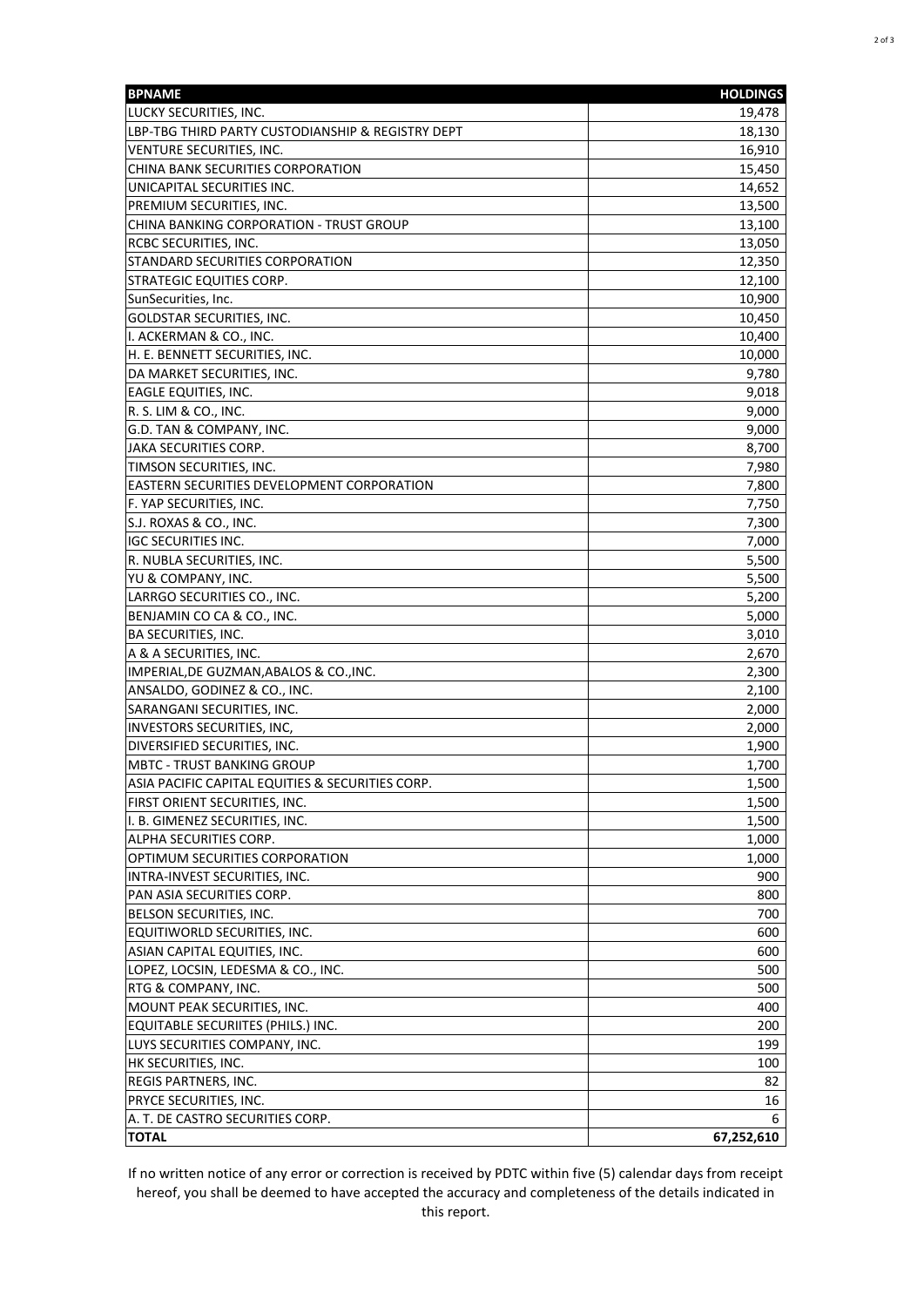| BPNAME | HOLDINGS |
|---|---|
| LUCKY SECURITIES, INC. | 19,478 |
| LBP-TBG THIRD PARTY CUSTODIANSHIP & REGISTRY DEPT | 18,130 |
| VENTURE SECURITIES, INC. | 16,910 |
| CHINA BANK SECURITIES CORPORATION | 15,450 |
| UNICAPITAL SECURITIES INC. | 14,652 |
| PREMIUM SECURITIES, INC. | 13,500 |
| CHINA BANKING CORPORATION - TRUST GROUP | 13,100 |
| RCBC SECURITIES, INC. | 13,050 |
| STANDARD SECURITIES CORPORATION | 12,350 |
| STRATEGIC EQUITIES CORP. | 12,100 |
| SunSecurities, Inc. | 10,900 |
| GOLDSTAR SECURITIES, INC. | 10,450 |
| I. ACKERMAN & CO., INC. | 10,400 |
| H. E. BENNETT SECURITIES, INC. | 10,000 |
| DA MARKET SECURITIES, INC. | 9,780 |
| EAGLE EQUITIES, INC. | 9,018 |
| R. S. LIM & CO., INC. | 9,000 |
| G.D. TAN & COMPANY, INC. | 9,000 |
| JAKA SECURITIES CORP. | 8,700 |
| TIMSON SECURITIES, INC. | 7,980 |
| EASTERN SECURITIES DEVELOPMENT CORPORATION | 7,800 |
| F. YAP SECURITIES, INC. | 7,750 |
| S.J. ROXAS & CO., INC. | 7,300 |
| IGC SECURITIES INC. | 7,000 |
| R. NUBLA SECURITIES, INC. | 5,500 |
| YU & COMPANY, INC. | 5,500 |
| LARRGO SECURITIES CO., INC. | 5,200 |
| BENJAMIN CO CA & CO., INC. | 5,000 |
| BA SECURITIES, INC. | 3,010 |
| A & A SECURITIES, INC. | 2,670 |
| IMPERIAL,DE GUZMAN,ABALOS & CO.,INC. | 2,300 |
| ANSALDO, GODINEZ & CO., INC. | 2,100 |
| SARANGANI SECURITIES, INC. | 2,000 |
| INVESTORS SECURITIES, INC, | 2,000 |
| DIVERSIFIED SECURITIES, INC. | 1,900 |
| MBTC - TRUST BANKING GROUP | 1,700 |
| ASIA PACIFIC CAPITAL EQUITIES & SECURITIES CORP. | 1,500 |
| FIRST ORIENT SECURITIES, INC. | 1,500 |
| I. B. GIMENEZ SECURITIES, INC. | 1,500 |
| ALPHA SECURITIES CORP. | 1,000 |
| OPTIMUM SECURITIES CORPORATION | 1,000 |
| INTRA-INVEST SECURITIES, INC. | 900 |
| PAN ASIA SECURITIES CORP. | 800 |
| BELSON SECURITIES, INC. | 700 |
| EQUITIWORLD SECURITIES, INC. | 600 |
| ASIAN CAPITAL EQUITIES, INC. | 600 |
| LOPEZ, LOCSIN, LEDESMA & CO., INC. | 500 |
| RTG & COMPANY, INC. | 500 |
| MOUNT PEAK SECURITIES, INC. | 400 |
| EQUITABLE SECURIITES (PHILS.) INC. | 200 |
| LUYS SECURITIES COMPANY, INC. | 199 |
| HK SECURITIES, INC. | 100 |
| REGIS PARTNERS, INC. | 82 |
| PRYCE SECURITIES, INC. | 16 |
| A. T. DE CASTRO SECURITIES CORP. | 6 |
| **TOTAL** | **67,252,610** |

If no written notice of any error or correction is received by PDTC within five (5) calendar days from receipt hereof, you shall be deemed to have accepted the accuracy and completeness of the details indicated in this report.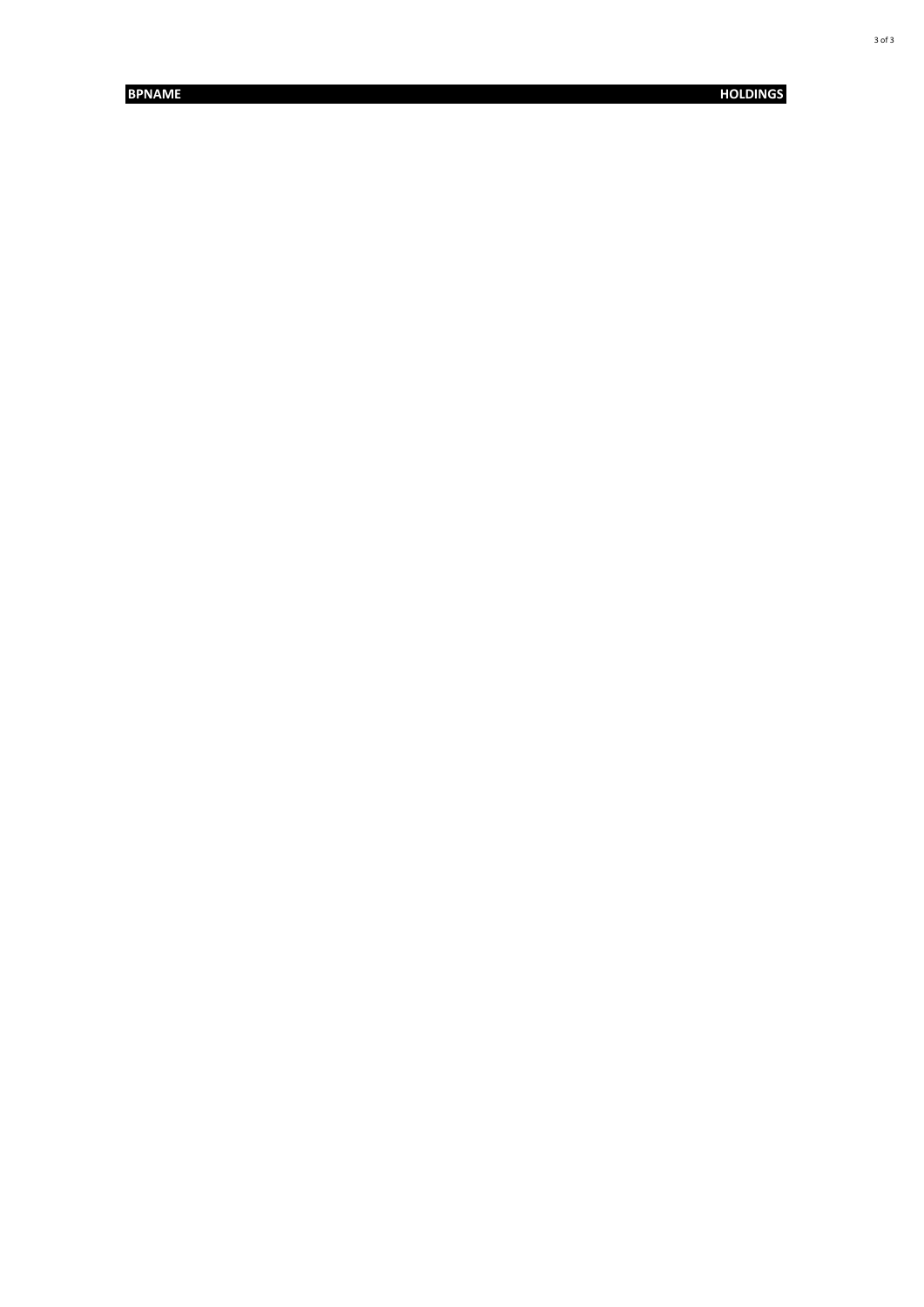| BPNAME | HOLDINGS |
| --- | --- |